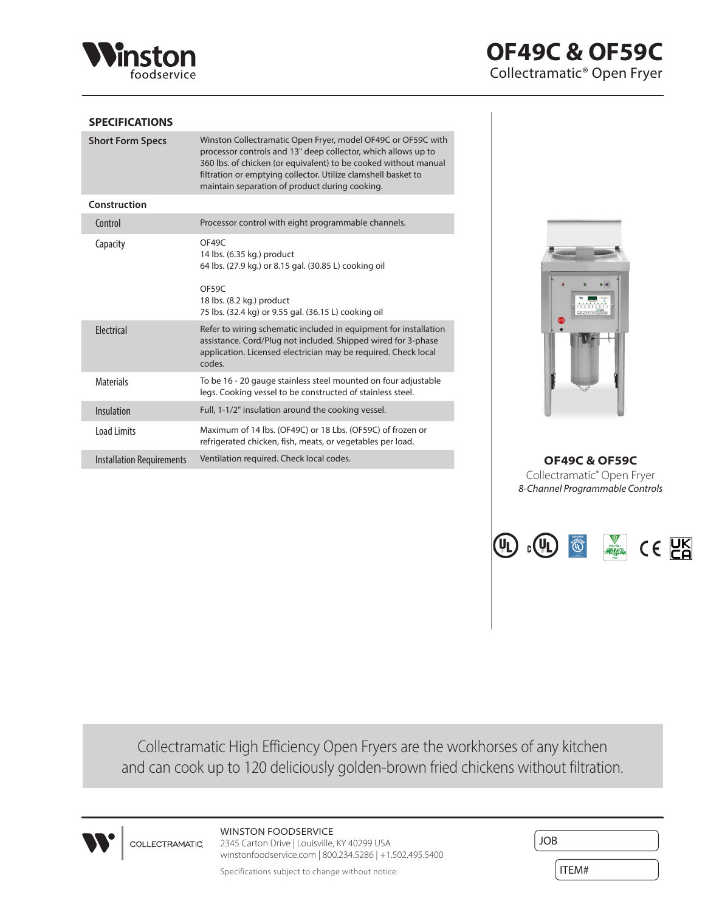# OF49C & OF59C

Collectramatic® Open Fryer

## SPECIFICATIONS

| | |
|---|---|
| **Short Form Specs** | Winston Collectramatic Open Fryer, model OF49C or OF59C with processor controls and 13" deep collector, which allows up to 360 lbs. of chicken (or equivalent) to be cooked without manual filtration or emptying collector. Utilize clamshell basket to maintain separation of product during cooking. |
| **Construction** | |
| Control | Processor control with eight programmable channels. |
| Capacity | OF49C<br>14 lbs. (6.35 kg.) product<br>64 lbs. (27.9 kg.) or 8.15 gal. (30.85 L) cooking oil<br><br>OF59C<br>18 lbs. (8.2 kg.) product<br>75 lbs. (32.4 kg) or 9.55 gal. (36.15 L) cooking oil |
| Electrical | Refer to wiring schematic included in equipment for installation assistance. Cord/Plug not included. Shipped wired for 3-phase application. Licensed electrician may be required. Check local codes. |
| Materials | To be 16 - 20 gauge stainless steel mounted on four adjustable legs. Cooking vessel to be constructed of stainless steel. |
| Insulation | Full, 1-1/2" insulation around the cooking vessel. |
| Load Limits | Maximum of 14 lbs. (OF49C) or 18 Lbs. (OF59C) of frozen or refrigerated chicken, fish, meats, or vegetables per load. |
| Installation Requirements | Ventilation required. Check local codes. |

**OF49C & OF59C**
Collectramatic® Open Fryer
*8-Channel Programmable Controls*

Collectramatic High Efficiency Open Fryers are the workhorses of any kitchen and can cook up to 120 deliciously golden-brown fried chickens without filtration.

WINSTON FOODSERVICE
2345 Carton Drive | Louisville, KY 40299 USA
winstonfoodservice.com | 800.234.5286 | +1.502.495.5400

Specifications subject to change without notice.

JOB

ITEM#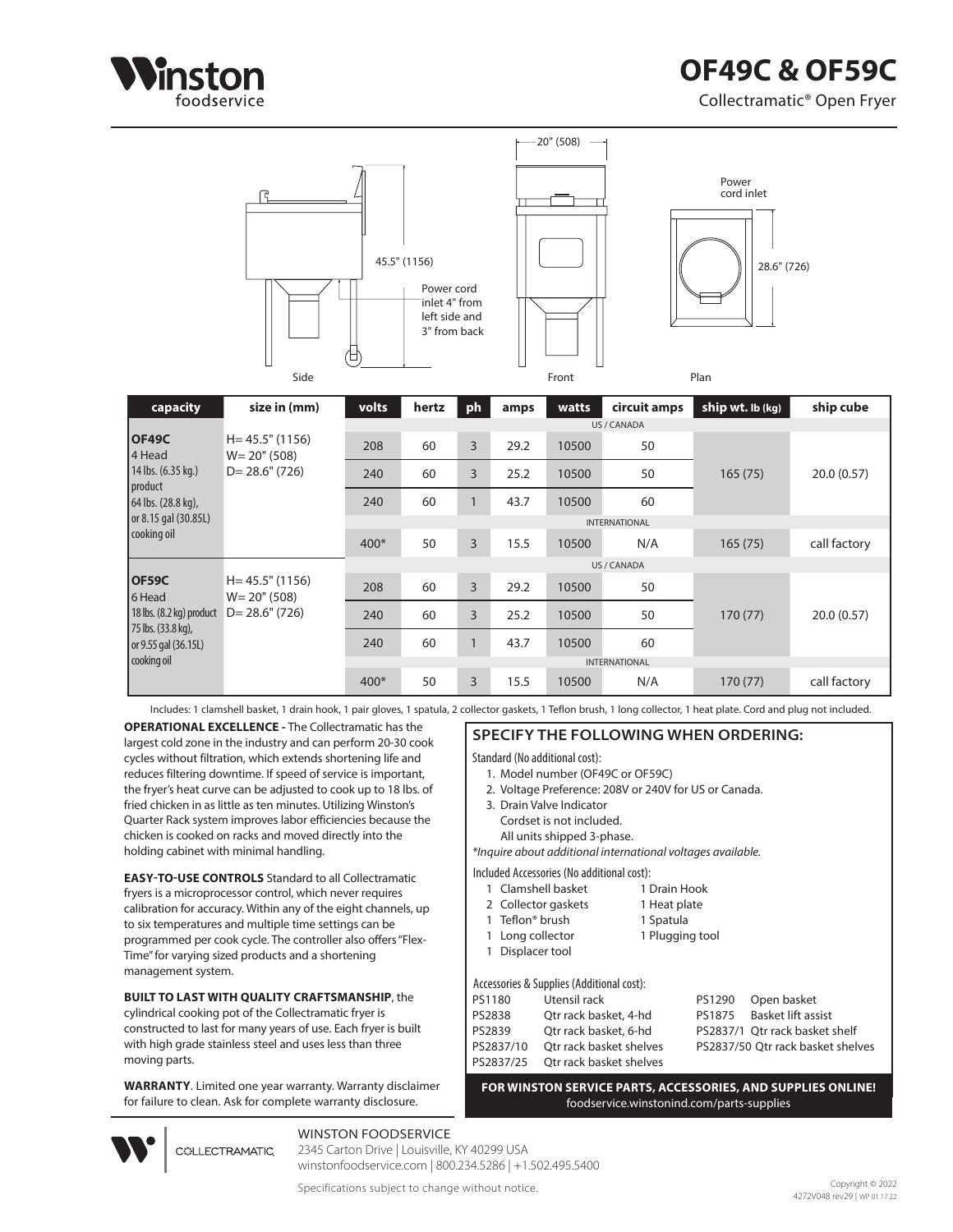# OF49C & OF59C

Collectramatic® Open Fryer

20" (508)

45.5" (1156)

Power cord inlet 4" from left side and 3" from back

Power cord inlet

28.6" (726)

Side

Front

Plan

| capacity | size in (mm) | volts | hertz | ph | amps | watts | circuit amps | ship wt. lb (kg) | ship cube |
|---|---|---|---|---|---|---|---|---|---|
| **OF49C** 4 Head 14 lbs. (6.35 kg.) product 64 lbs. (28.8 kg), or 8.15 gal (30.85L) cooking oil | H= 45.5" (1156) W= 20" (508) D= 28.6" (726) | US / CANADA | | | | | | | |
| | | 208 | 60 | 3 | 29.2 | 10500 | 50 | 165 (75) | 20.0 (0.57) |
| | | 240 | 60 | 3 | 25.2 | 10500 | 50 | | |
| | | 240 | 60 | 1 | 43.7 | 10500 | 60 | | |
| | | INTERNATIONAL | | | | | | | |
| | | 400* | 50 | 3 | 15.5 | 10500 | N/A | 165 (75) | call factory |
| **OF59C** 6 Head 18 lbs. (8.2 kg) product 75 lbs. (33.8 kg), or 9.55 gal (36.15L) cooking oil | H= 45.5" (1156) W= 20" (508) D= 28.6" (726) | US / CANADA | | | | | | | |
| | | 208 | 60 | 3 | 29.2 | 10500 | 50 | 170 (77) | 20.0 (0.57) |
| | | 240 | 60 | 3 | 25.2 | 10500 | 50 | | |
| | | 240 | 60 | 1 | 43.7 | 10500 | 60 | | |
| | | INTERNATIONAL | | | | | | | |
| | | 400* | 50 | 3 | 15.5 | 10500 | N/A | 170 (77) | call factory |

Includes: 1 clamshell basket, 1 drain hook, 1 pair gloves, 1 spatula, 2 collector gaskets, 1 Teflon brush, 1 long collector, 1 heat plate. Cord and plug not included.

**OPERATIONAL EXCELLENCE -** The Collectramatic has the largest cold zone in the industry and can perform 20-30 cook cycles without filtration, which extends shortening life and reduces filtering downtime. If speed of service is important, the fryer's heat curve can be adjusted to cook up to 18 lbs. of fried chicken in as little as ten minutes. Utilizing Winston's Quarter Rack system improves labor efficiencies because the chicken is cooked on racks and moved directly into the holding cabinet with minimal handling.

**EASY-TO-USE CONTROLS** Standard to all Collectramatic fryers is a microprocessor control, which never requires calibration for accuracy. Within any of the eight channels, up to six temperatures and multiple time settings can be programmed per cook cycle. The controller also offers "Flex-Time" for varying sized products and a shortening management system.

**BUILT TO LAST WITH QUALITY CRAFTSMANSHIP**, the cylindrical cooking pot of the Collectramatic fryer is constructed to last for many years of use. Each fryer is built with high grade stainless steel and uses less than three moving parts.

**WARRANTY**. Limited one year warranty. Warranty disclaimer for failure to clean. Ask for complete warranty disclosure.

## SPECIFY THE FOLLOWING WHEN ORDERING:

Standard (No additional cost):

1. Model number (OF49C or OF59C)
2. Voltage Preference: 208V or 240V for US or Canada.
3. Drain Valve Indicator
   Cordset is not included.
   All units shipped 3-phase.

*Inquire about additional international voltages available.*

Included Accessories (No additional cost):

- 1 Clamshell basket
- 2 Collector gaskets
- 1 Teflon® brush
- 1 Long collector
- 1 Displacer tool
- 1 Drain Hook
- 1 Heat plate
- 1 Spatula
- 1 Plugging tool

Accessories & Supplies (Additional cost):

| | | | |
|---|---|---|---|
| PS1180 | Utensil rack | PS1290 | Open basket |
| PS2838 | Qtr rack basket, 4-hd | PS1875 | Basket lift assist |
| PS2839 | Qtr rack basket, 6-hd | PS2837/1 | Qtr rack basket shelf |
| PS2837/10 | Qtr rack basket shelves | PS2837/50 | Qtr rack basket shelves |
| PS2837/25 | Qtr rack basket shelves | | |

**FOR WINSTON SERVICE PARTS, ACCESSORIES, AND SUPPLIES ONLINE!**
foodservice.winstonind.com/parts-supplies

WINSTON FOODSERVICE
2345 Carton Drive | Louisville, KY 40299 USA
winstonfoodservice.com | 800.234.5286 | +1.502.495.5400

Specifications subject to change without notice.

Copyright © 2022
4272V048 rev29 | WP 01.17.22